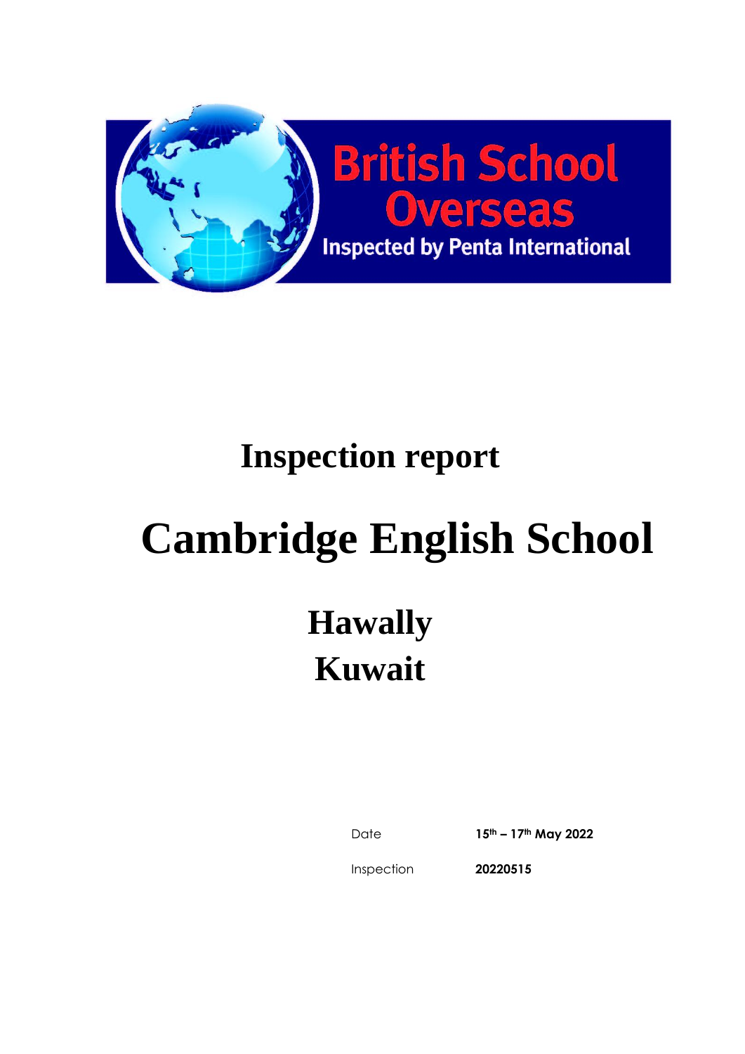British School Overseas

Inspected by Penta International

# Inspection report

# Cambridge English School

## Hawally
## Kuwait

| | |
|---|---|
| Date | **15th – 17th May 2022** |
| Inspection | **20220515** |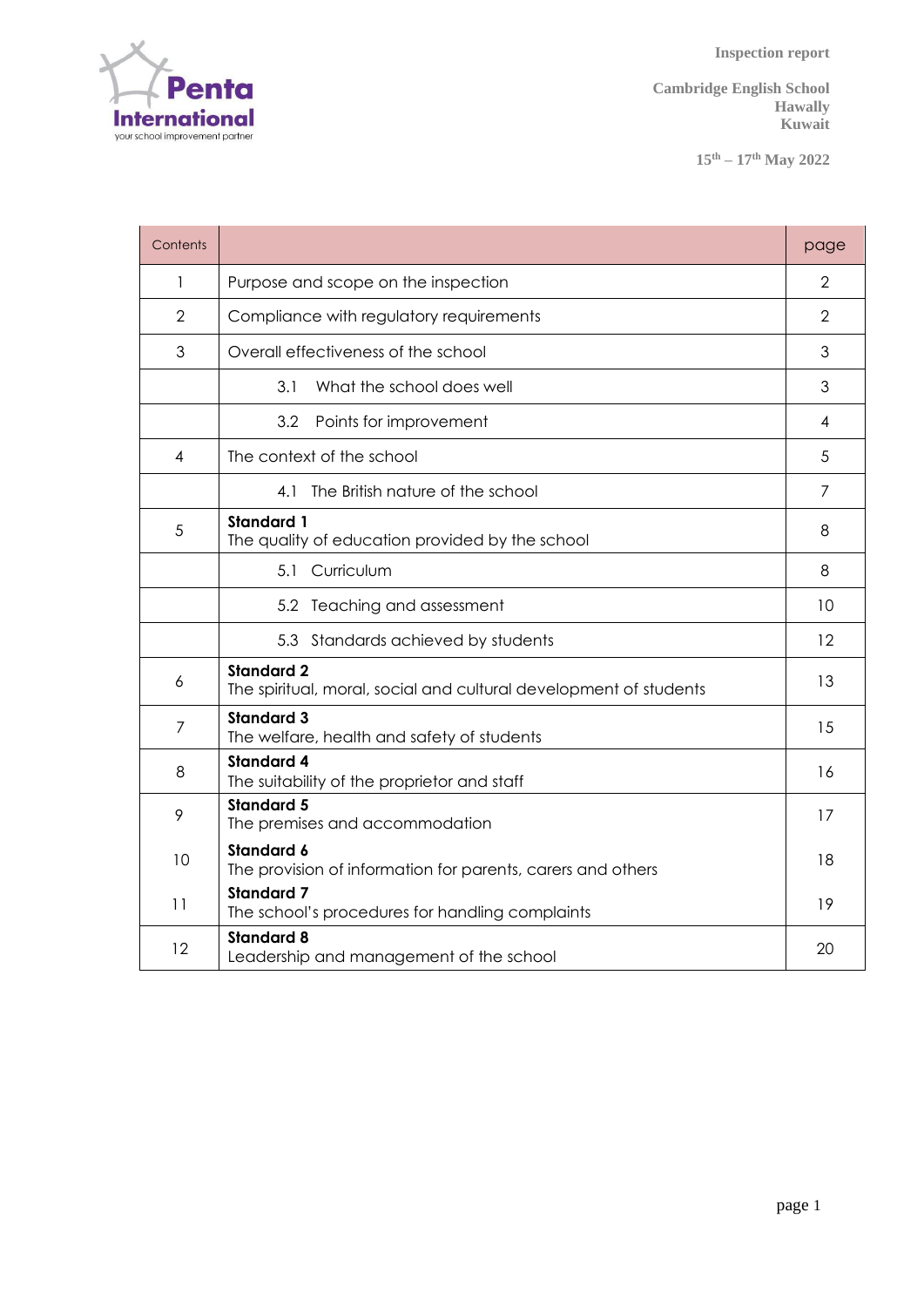Inspection report

Cambridge English School
Hawally
Kuwait

15th – 17th May 2022

| Contents | | page |
|---|---|---|
| 1 | Purpose and scope on the inspection | 2 |
| 2 | Compliance with regulatory requirements | 2 |
| 3 | Overall effectiveness of the school | 3 |
| | 3.1 What the school does well | 3 |
| | 3.2 Points for improvement | 4 |
| 4 | The context of the school | 5 |
| | 4.1 The British nature of the school | 7 |
| 5 | **Standard 1** The quality of education provided by the school | 8 |
| | 5.1 Curriculum | 8 |
| | 5.2 Teaching and assessment | 10 |
| | 5.3 Standards achieved by students | 12 |
| 6 | **Standard 2** The spiritual, moral, social and cultural development of students | 13 |
| 7 | **Standard 3** The welfare, health and safety of students | 15 |
| 8 | **Standard 4** The suitability of the proprietor and staff | 16 |
| 9 | **Standard 5** The premises and accommodation | 17 |
| 10 | **Standard 6** The provision of information for parents, carers and others | 18 |
| 11 | **Standard 7** The school's procedures for handling complaints | 19 |
| 12 | **Standard 8** Leadership and management of the school | 20 |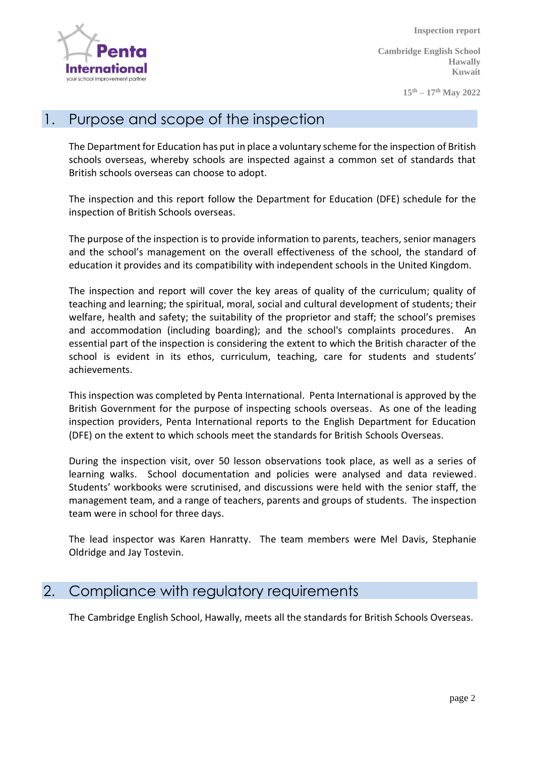## 1. Purpose and scope of the inspection

The Department for Education has put in place a voluntary scheme for the inspection of British schools overseas, whereby schools are inspected against a common set of standards that British schools overseas can choose to adopt.

The inspection and this report follow the Department for Education (DFE) schedule for the inspection of British Schools overseas.

The purpose of the inspection is to provide information to parents, teachers, senior managers and the school's management on the overall effectiveness of the school, the standard of education it provides and its compatibility with independent schools in the United Kingdom.

The inspection and report will cover the key areas of quality of the curriculum; quality of teaching and learning; the spiritual, moral, social and cultural development of students; their welfare, health and safety; the suitability of the proprietor and staff; the school's premises and accommodation (including boarding); and the school's complaints procedures. An essential part of the inspection is considering the extent to which the British character of the school is evident in its ethos, curriculum, teaching, care for students and students' achievements.

This inspection was completed by Penta International. Penta International is approved by the British Government for the purpose of inspecting schools overseas. As one of the leading inspection providers, Penta International reports to the English Department for Education (DFE) on the extent to which schools meet the standards for British Schools Overseas.

During the inspection visit, over 50 lesson observations took place, as well as a series of learning walks. School documentation and policies were analysed and data reviewed. Students' workbooks were scrutinised, and discussions were held with the senior staff, the management team, and a range of teachers, parents and groups of students. The inspection team were in school for three days.

The lead inspector was Karen Hanratty. The team members were Mel Davis, Stephanie Oldridge and Jay Tostevin.

## 2. Compliance with regulatory requirements

The Cambridge English School, Hawally, meets all the standards for British Schools Overseas.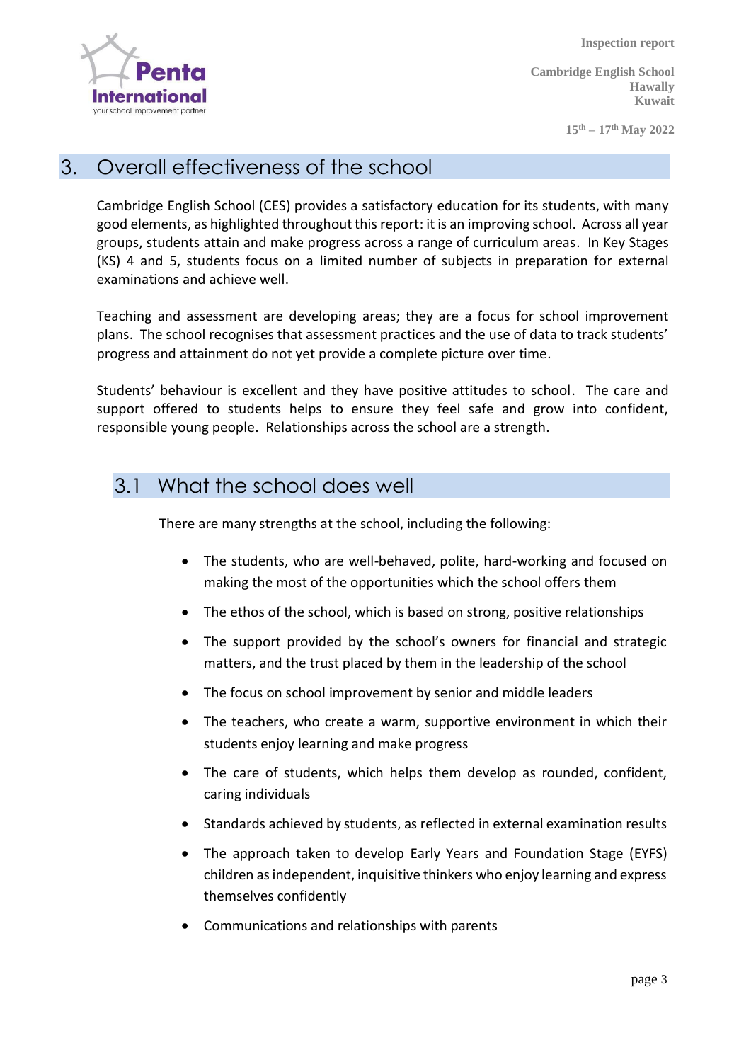# 3. Overall effectiveness of the school

Cambridge English School (CES) provides a satisfactory education for its students, with many good elements, as highlighted throughout this report: it is an improving school. Across all year groups, students attain and make progress across a range of curriculum areas. In Key Stages (KS) 4 and 5, students focus on a limited number of subjects in preparation for external examinations and achieve well.

Teaching and assessment are developing areas; they are a focus for school improvement plans. The school recognises that assessment practices and the use of data to track students' progress and attainment do not yet provide a complete picture over time.

Students' behaviour is excellent and they have positive attitudes to school. The care and support offered to students helps to ensure they feel safe and grow into confident, responsible young people. Relationships across the school are a strength.

## 3.1 What the school does well

There are many strengths at the school, including the following:

- The students, who are well-behaved, polite, hard-working and focused on making the most of the opportunities which the school offers them
- The ethos of the school, which is based on strong, positive relationships
- The support provided by the school's owners for financial and strategic matters, and the trust placed by them in the leadership of the school
- The focus on school improvement by senior and middle leaders
- The teachers, who create a warm, supportive environment in which their students enjoy learning and make progress
- The care of students, which helps them develop as rounded, confident, caring individuals
- Standards achieved by students, as reflected in external examination results
- The approach taken to develop Early Years and Foundation Stage (EYFS) children as independent, inquisitive thinkers who enjoy learning and express themselves confidently
- Communications and relationships with parents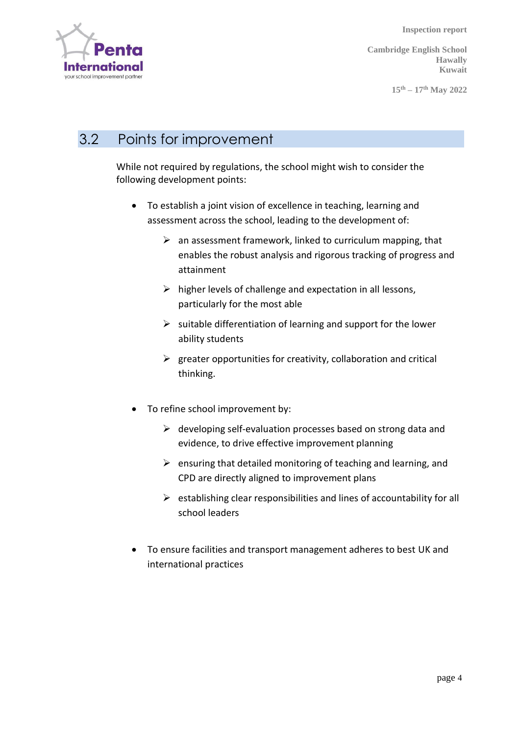## 3.2 Points for improvement

While not required by regulations, the school might wish to consider the following development points:

- To establish a joint vision of excellence in teaching, learning and assessment across the school, leading to the development of:
  - an assessment framework, linked to curriculum mapping, that enables the robust analysis and rigorous tracking of progress and attainment
  - higher levels of challenge and expectation in all lessons, particularly for the most able
  - suitable differentiation of learning and support for the lower ability students
  - greater opportunities for creativity, collaboration and critical thinking.
- To refine school improvement by:
  - developing self-evaluation processes based on strong data and evidence, to drive effective improvement planning
  - ensuring that detailed monitoring of teaching and learning, and CPD are directly aligned to improvement plans
  - establishing clear responsibilities and lines of accountability for all school leaders
- To ensure facilities and transport management adheres to best UK and international practices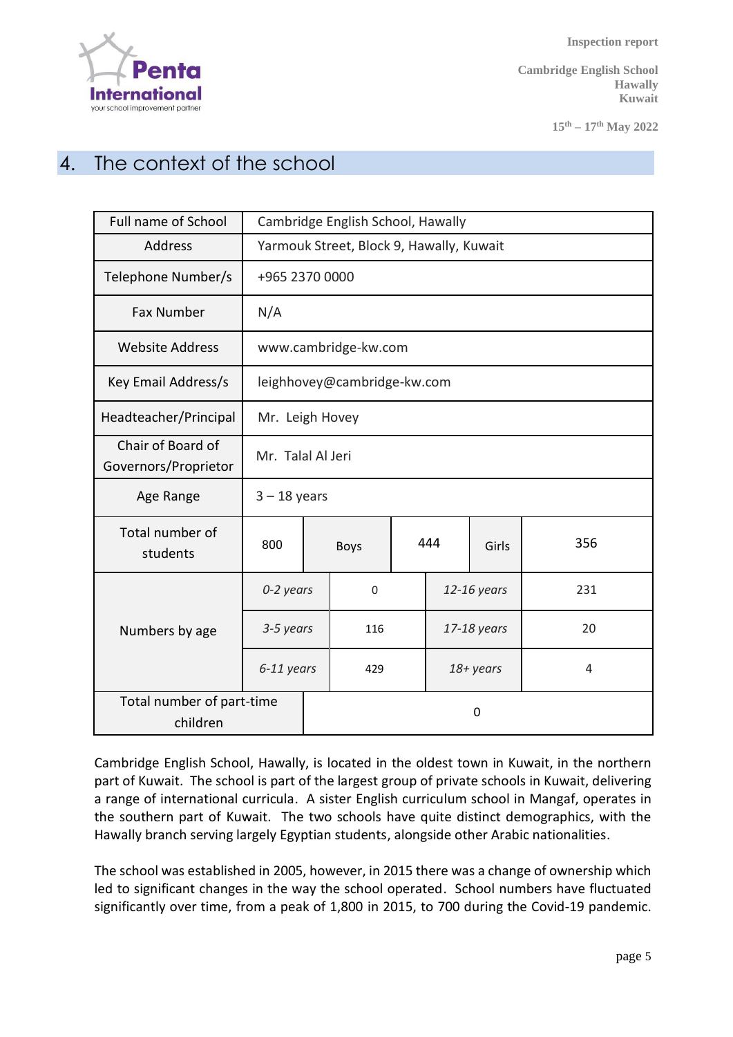## 4. The context of the school

| Full name of School | Cambridge English School, Hawally | | | | |
|---|---|---|---|---|---|
| Address | Yarmouk Street, Block 9, Hawally, Kuwait | | | | |
| Telephone Number/s | +965 2370 0000 | | | | |
| Fax Number | N/A | | | | |
| Website Address | www.cambridge-kw.com | | | | |
| Key Email Address/s | leighhovey@cambridge-kw.com | | | | |
| Headteacher/Principal | Mr. Leigh Hovey | | | | |
| Chair of Board of Governors/Proprietor | Mr. Talal Al Jeri | | | | |
| Age Range | 3 – 18 years | | | | |
| Total number of students | 800 | Boys | 444 | Girls | 356 |
| Numbers by age | *0-2 years* | 0 | *12-16 years* | | 231 |
| | *3-5 years* | 116 | *17-18 years* | | 20 |
| | *6-11 years* | 429 | *18+ years* | | 4 |
| Total number of part-time children | 0 | | | | |

Cambridge English School, Hawally, is located in the oldest town in Kuwait, in the northern part of Kuwait. The school is part of the largest group of private schools in Kuwait, delivering a range of international curricula. A sister English curriculum school in Mangaf, operates in the southern part of Kuwait. The two schools have quite distinct demographics, with the Hawally branch serving largely Egyptian students, alongside other Arabic nationalities.

The school was established in 2005, however, in 2015 there was a change of ownership which led to significant changes in the way the school operated. School numbers have fluctuated significantly over time, from a peak of 1,800 in 2015, to 700 during the Covid-19 pandemic.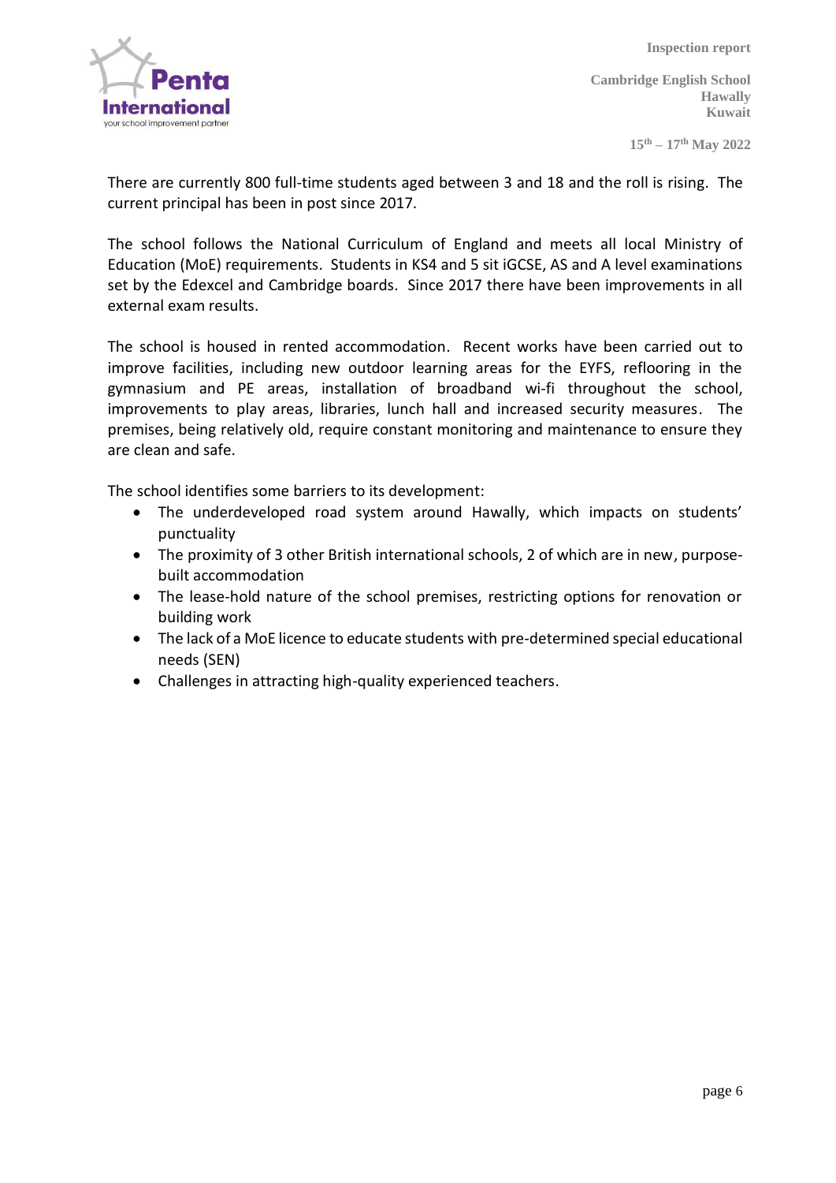There are currently 800 full-time students aged between 3 and 18 and the roll is rising. The current principal has been in post since 2017.

The school follows the National Curriculum of England and meets all local Ministry of Education (MoE) requirements. Students in KS4 and 5 sit iGCSE, AS and A level examinations set by the Edexcel and Cambridge boards. Since 2017 there have been improvements in all external exam results.

The school is housed in rented accommodation. Recent works have been carried out to improve facilities, including new outdoor learning areas for the EYFS, reflooring in the gymnasium and PE areas, installation of broadband wi-fi throughout the school, improvements to play areas, libraries, lunch hall and increased security measures. The premises, being relatively old, require constant monitoring and maintenance to ensure they are clean and safe.

The school identifies some barriers to its development:

- The underdeveloped road system around Hawally, which impacts on students' punctuality
- The proximity of 3 other British international schools, 2 of which are in new, purpose-built accommodation
- The lease-hold nature of the school premises, restricting options for renovation or building work
- The lack of a MoE licence to educate students with pre-determined special educational needs (SEN)
- Challenges in attracting high-quality experienced teachers.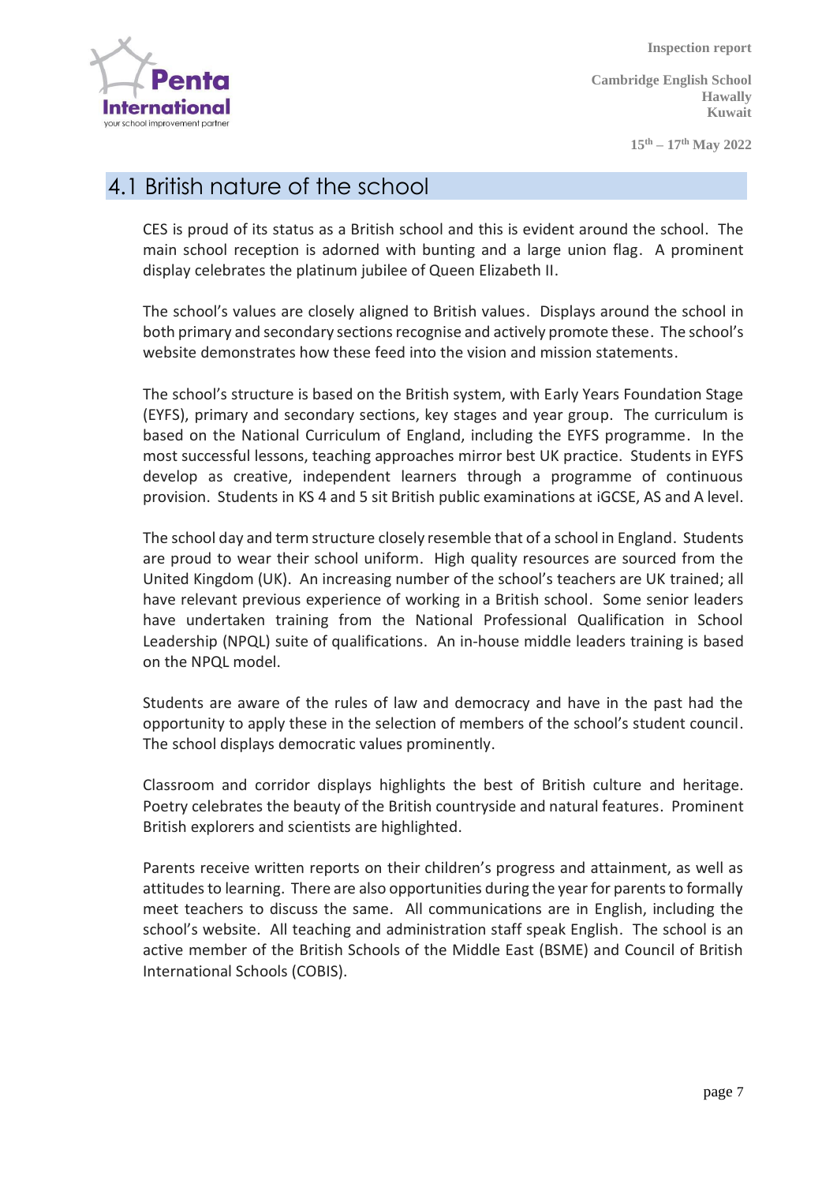## 4.1 British nature of the school

CES is proud of its status as a British school and this is evident around the school. The main school reception is adorned with bunting and a large union flag. A prominent display celebrates the platinum jubilee of Queen Elizabeth II.

The school's values are closely aligned to British values. Displays around the school in both primary and secondary sections recognise and actively promote these. The school's website demonstrates how these feed into the vision and mission statements.

The school's structure is based on the British system, with Early Years Foundation Stage (EYFS), primary and secondary sections, key stages and year group. The curriculum is based on the National Curriculum of England, including the EYFS programme. In the most successful lessons, teaching approaches mirror best UK practice. Students in EYFS develop as creative, independent learners through a programme of continuous provision. Students in KS 4 and 5 sit British public examinations at iGCSE, AS and A level.

The school day and term structure closely resemble that of a school in England. Students are proud to wear their school uniform. High quality resources are sourced from the United Kingdom (UK). An increasing number of the school's teachers are UK trained; all have relevant previous experience of working in a British school. Some senior leaders have undertaken training from the National Professional Qualification in School Leadership (NPQL) suite of qualifications. An in-house middle leaders training is based on the NPQL model.

Students are aware of the rules of law and democracy and have in the past had the opportunity to apply these in the selection of members of the school's student council. The school displays democratic values prominently.

Classroom and corridor displays highlights the best of British culture and heritage. Poetry celebrates the beauty of the British countryside and natural features. Prominent British explorers and scientists are highlighted.

Parents receive written reports on their children's progress and attainment, as well as attitudes to learning. There are also opportunities during the year for parents to formally meet teachers to discuss the same. All communications are in English, including the school's website. All teaching and administration staff speak English. The school is an active member of the British Schools of the Middle East (BSME) and Council of British International Schools (COBIS).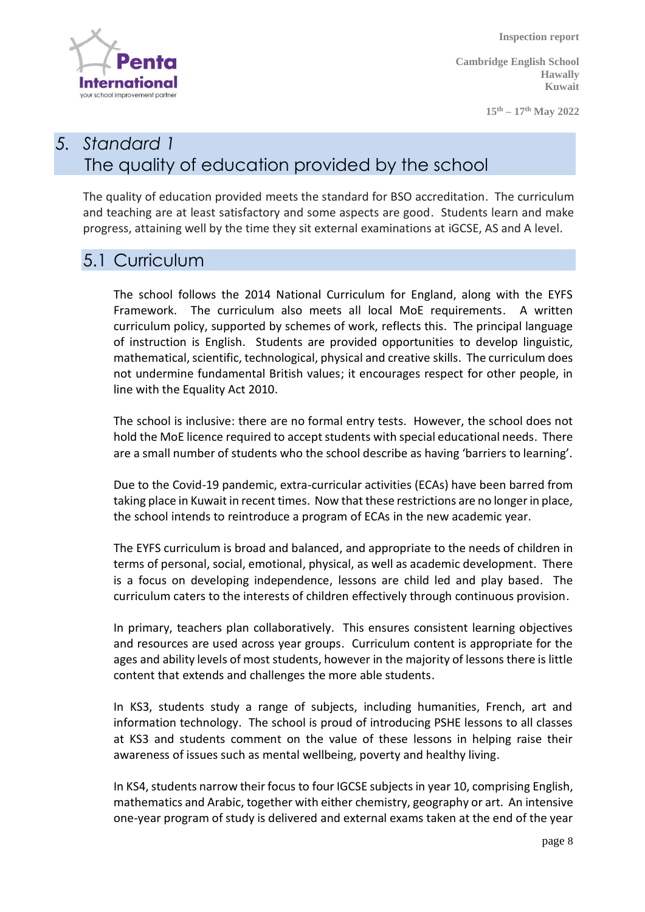# 5. Standard 1
# The quality of education provided by the school

The quality of education provided meets the standard for BSO accreditation. The curriculum and teaching are at least satisfactory and some aspects are good. Students learn and make progress, attaining well by the time they sit external examinations at iGCSE, AS and A level.

## 5.1 Curriculum

The school follows the 2014 National Curriculum for England, along with the EYFS Framework. The curriculum also meets all local MoE requirements. A written curriculum policy, supported by schemes of work, reflects this. The principal language of instruction is English. Students are provided opportunities to develop linguistic, mathematical, scientific, technological, physical and creative skills. The curriculum does not undermine fundamental British values; it encourages respect for other people, in line with the Equality Act 2010.

The school is inclusive: there are no formal entry tests. However, the school does not hold the MoE licence required to accept students with special educational needs. There are a small number of students who the school describe as having 'barriers to learning'.

Due to the Covid-19 pandemic, extra-curricular activities (ECAs) have been barred from taking place in Kuwait in recent times. Now that these restrictions are no longer in place, the school intends to reintroduce a program of ECAs in the new academic year.

The EYFS curriculum is broad and balanced, and appropriate to the needs of children in terms of personal, social, emotional, physical, as well as academic development. There is a focus on developing independence, lessons are child led and play based. The curriculum caters to the interests of children effectively through continuous provision.

In primary, teachers plan collaboratively. This ensures consistent learning objectives and resources are used across year groups. Curriculum content is appropriate for the ages and ability levels of most students, however in the majority of lessons there is little content that extends and challenges the more able students.

In KS3, students study a range of subjects, including humanities, French, art and information technology. The school is proud of introducing PSHE lessons to all classes at KS3 and students comment on the value of these lessons in helping raise their awareness of issues such as mental wellbeing, poverty and healthy living.

In KS4, students narrow their focus to four IGCSE subjects in year 10, comprising English, mathematics and Arabic, together with either chemistry, geography or art. An intensive one-year program of study is delivered and external exams taken at the end of the year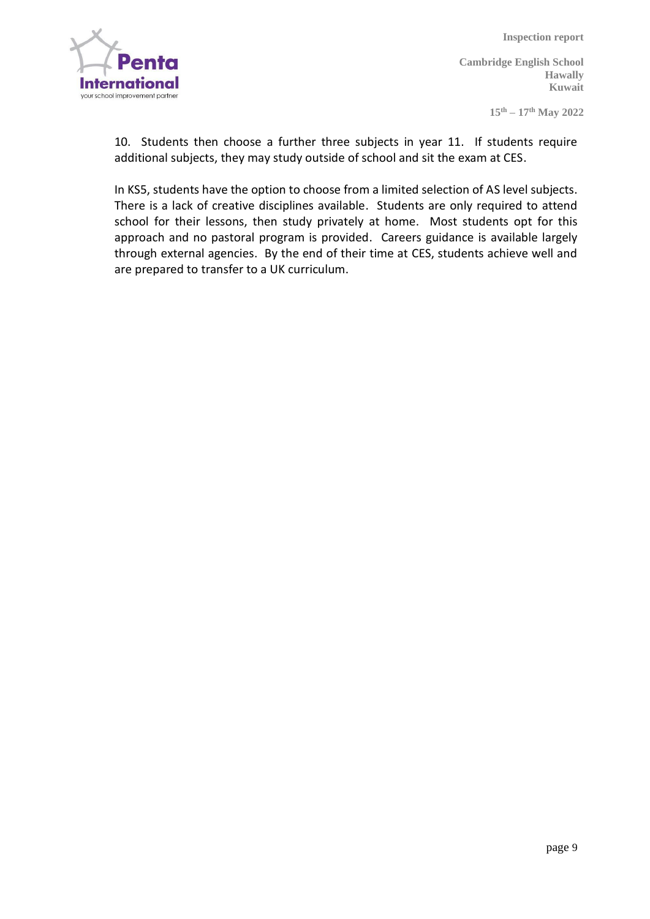10. Students then choose a further three subjects in year 11. If students require additional subjects, they may study outside of school and sit the exam at CES.

In KS5, students have the option to choose from a limited selection of AS level subjects. There is a lack of creative disciplines available. Students are only required to attend school for their lessons, then study privately at home. Most students opt for this approach and no pastoral program is provided. Careers guidance is available largely through external agencies. By the end of their time at CES, students achieve well and are prepared to transfer to a UK curriculum.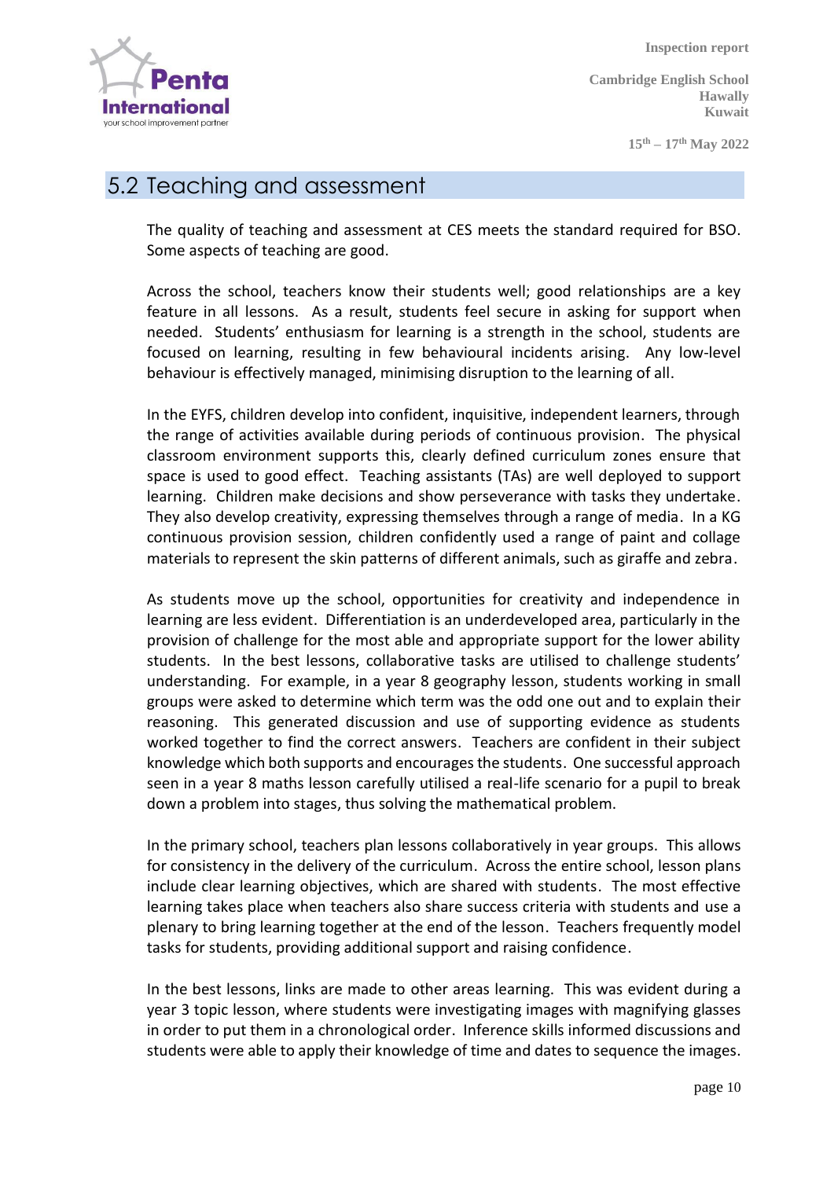## 5.2 Teaching and assessment

The quality of teaching and assessment at CES meets the standard required for BSO. Some aspects of teaching are good.

Across the school, teachers know their students well; good relationships are a key feature in all lessons. As a result, students feel secure in asking for support when needed. Students' enthusiasm for learning is a strength in the school, students are focused on learning, resulting in few behavioural incidents arising. Any low-level behaviour is effectively managed, minimising disruption to the learning of all.

In the EYFS, children develop into confident, inquisitive, independent learners, through the range of activities available during periods of continuous provision. The physical classroom environment supports this, clearly defined curriculum zones ensure that space is used to good effect. Teaching assistants (TAs) are well deployed to support learning. Children make decisions and show perseverance with tasks they undertake. They also develop creativity, expressing themselves through a range of media. In a KG continuous provision session, children confidently used a range of paint and collage materials to represent the skin patterns of different animals, such as giraffe and zebra.

As students move up the school, opportunities for creativity and independence in learning are less evident. Differentiation is an underdeveloped area, particularly in the provision of challenge for the most able and appropriate support for the lower ability students. In the best lessons, collaborative tasks are utilised to challenge students' understanding. For example, in a year 8 geography lesson, students working in small groups were asked to determine which term was the odd one out and to explain their reasoning. This generated discussion and use of supporting evidence as students worked together to find the correct answers. Teachers are confident in their subject knowledge which both supports and encourages the students. One successful approach seen in a year 8 maths lesson carefully utilised a real-life scenario for a pupil to break down a problem into stages, thus solving the mathematical problem.

In the primary school, teachers plan lessons collaboratively in year groups. This allows for consistency in the delivery of the curriculum. Across the entire school, lesson plans include clear learning objectives, which are shared with students. The most effective learning takes place when teachers also share success criteria with students and use a plenary to bring learning together at the end of the lesson. Teachers frequently model tasks for students, providing additional support and raising confidence.

In the best lessons, links are made to other areas learning. This was evident during a year 3 topic lesson, where students were investigating images with magnifying glasses in order to put them in a chronological order. Inference skills informed discussions and students were able to apply their knowledge of time and dates to sequence the images.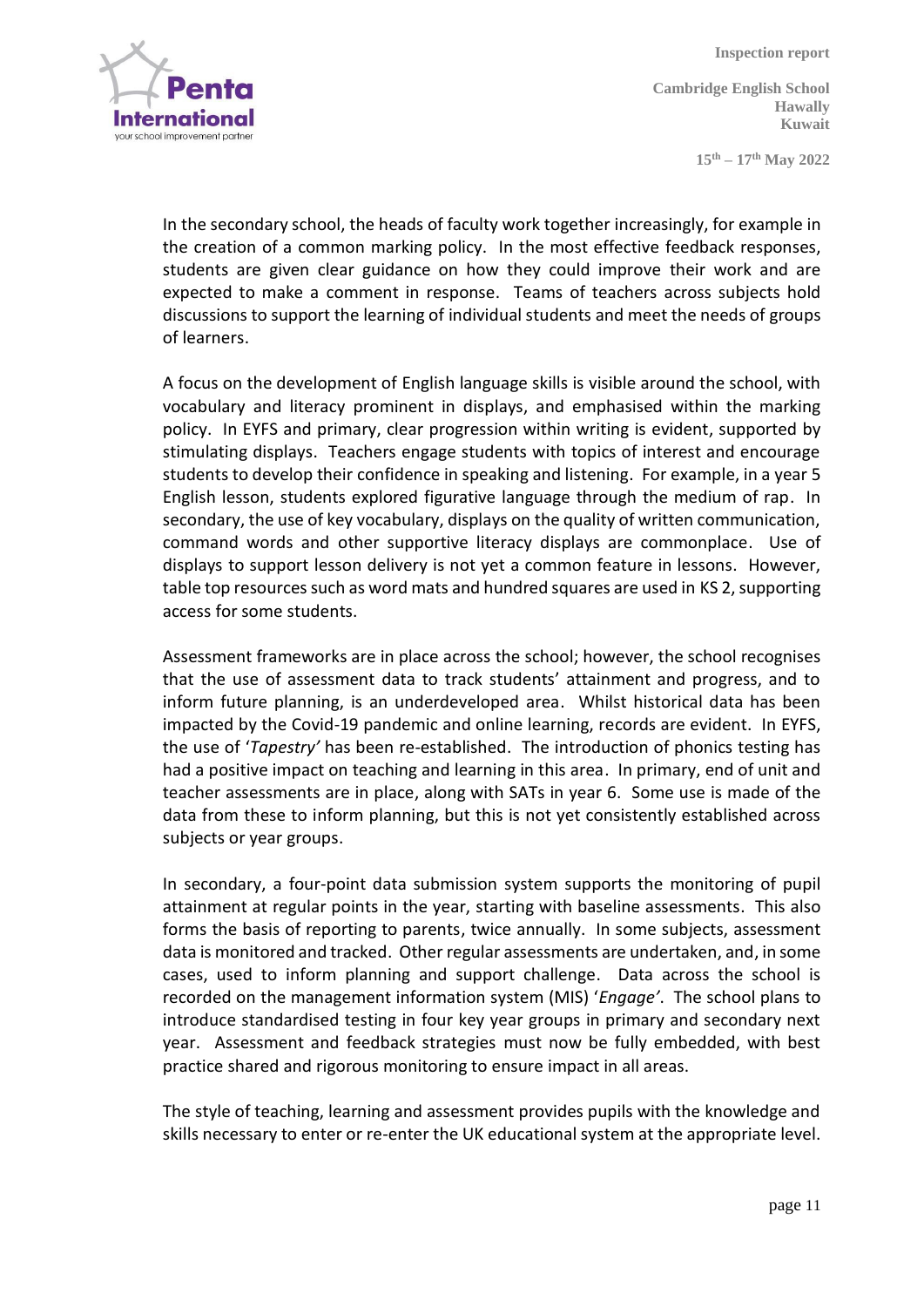In the secondary school, the heads of faculty work together increasingly, for example in the creation of a common marking policy. In the most effective feedback responses, students are given clear guidance on how they could improve their work and are expected to make a comment in response. Teams of teachers across subjects hold discussions to support the learning of individual students and meet the needs of groups of learners.

A focus on the development of English language skills is visible around the school, with vocabulary and literacy prominent in displays, and emphasised within the marking policy. In EYFS and primary, clear progression within writing is evident, supported by stimulating displays. Teachers engage students with topics of interest and encourage students to develop their confidence in speaking and listening. For example, in a year 5 English lesson, students explored figurative language through the medium of rap. In secondary, the use of key vocabulary, displays on the quality of written communication, command words and other supportive literacy displays are commonplace. Use of displays to support lesson delivery is not yet a common feature in lessons. However, table top resources such as word mats and hundred squares are used in KS 2, supporting access for some students.

Assessment frameworks are in place across the school; however, the school recognises that the use of assessment data to track students' attainment and progress, and to inform future planning, is an underdeveloped area. Whilst historical data has been impacted by the Covid-19 pandemic and online learning, records are evident. In EYFS, the use of '*Tapestry'* has been re-established. The introduction of phonics testing has had a positive impact on teaching and learning in this area. In primary, end of unit and teacher assessments are in place, along with SATs in year 6. Some use is made of the data from these to inform planning, but this is not yet consistently established across subjects or year groups.

In secondary, a four-point data submission system supports the monitoring of pupil attainment at regular points in the year, starting with baseline assessments. This also forms the basis of reporting to parents, twice annually. In some subjects, assessment data is monitored and tracked. Other regular assessments are undertaken, and, in some cases, used to inform planning and support challenge. Data across the school is recorded on the management information system (MIS) '*Engage'*. The school plans to introduce standardised testing in four key year groups in primary and secondary next year. Assessment and feedback strategies must now be fully embedded, with best practice shared and rigorous monitoring to ensure impact in all areas.

The style of teaching, learning and assessment provides pupils with the knowledge and skills necessary to enter or re-enter the UK educational system at the appropriate level.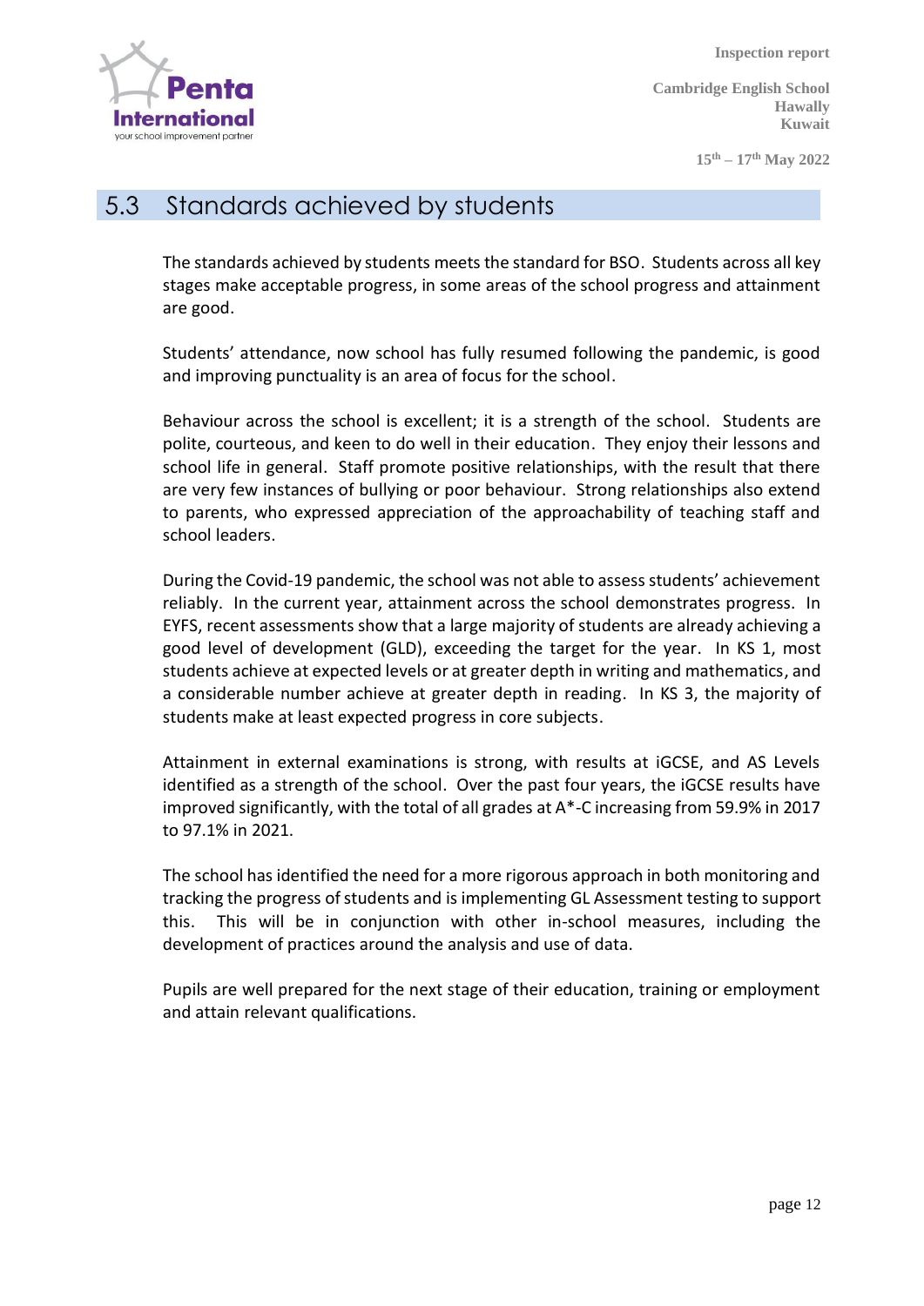## 5.3 Standards achieved by students

The standards achieved by students meets the standard for BSO. Students across all key stages make acceptable progress, in some areas of the school progress and attainment are good.

Students' attendance, now school has fully resumed following the pandemic, is good and improving punctuality is an area of focus for the school.

Behaviour across the school is excellent; it is a strength of the school. Students are polite, courteous, and keen to do well in their education. They enjoy their lessons and school life in general. Staff promote positive relationships, with the result that there are very few instances of bullying or poor behaviour. Strong relationships also extend to parents, who expressed appreciation of the approachability of teaching staff and school leaders.

During the Covid-19 pandemic, the school was not able to assess students' achievement reliably. In the current year, attainment across the school demonstrates progress. In EYFS, recent assessments show that a large majority of students are already achieving a good level of development (GLD), exceeding the target for the year. In KS 1, most students achieve at expected levels or at greater depth in writing and mathematics, and a considerable number achieve at greater depth in reading. In KS 3, the majority of students make at least expected progress in core subjects.

Attainment in external examinations is strong, with results at iGCSE, and AS Levels identified as a strength of the school. Over the past four years, the iGCSE results have improved significantly, with the total of all grades at A*-C increasing from 59.9% in 2017 to 97.1% in 2021.

The school has identified the need for a more rigorous approach in both monitoring and tracking the progress of students and is implementing GL Assessment testing to support this. This will be in conjunction with other in-school measures, including the development of practices around the analysis and use of data.

Pupils are well prepared for the next stage of their education, training or employment and attain relevant qualifications.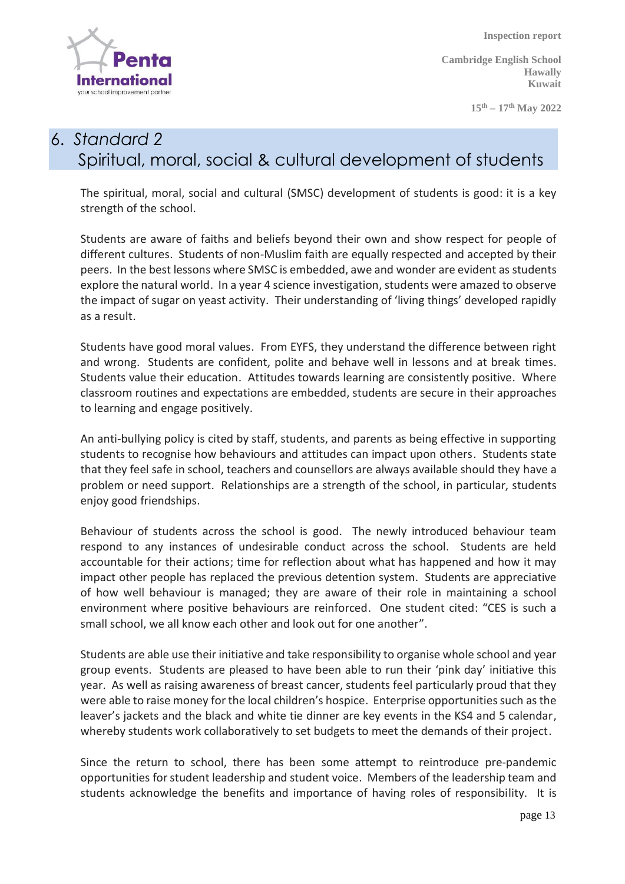## 6. *Standard 2*
## Spiritual, moral, social & cultural development of students

The spiritual, moral, social and cultural (SMSC) development of students is good: it is a key strength of the school.

Students are aware of faiths and beliefs beyond their own and show respect for people of different cultures. Students of non-Muslim faith are equally respected and accepted by their peers. In the best lessons where SMSC is embedded, awe and wonder are evident as students explore the natural world. In a year 4 science investigation, students were amazed to observe the impact of sugar on yeast activity. Their understanding of 'living things' developed rapidly as a result.

Students have good moral values. From EYFS, they understand the difference between right and wrong. Students are confident, polite and behave well in lessons and at break times. Students value their education. Attitudes towards learning are consistently positive. Where classroom routines and expectations are embedded, students are secure in their approaches to learning and engage positively.

An anti-bullying policy is cited by staff, students, and parents as being effective in supporting students to recognise how behaviours and attitudes can impact upon others. Students state that they feel safe in school, teachers and counsellors are always available should they have a problem or need support. Relationships are a strength of the school, in particular, students enjoy good friendships.

Behaviour of students across the school is good. The newly introduced behaviour team respond to any instances of undesirable conduct across the school. Students are held accountable for their actions; time for reflection about what has happened and how it may impact other people has replaced the previous detention system. Students are appreciative of how well behaviour is managed; they are aware of their role in maintaining a school environment where positive behaviours are reinforced. One student cited: "CES is such a small school, we all know each other and look out for one another".

Students are able use their initiative and take responsibility to organise whole school and year group events. Students are pleased to have been able to run their 'pink day' initiative this year. As well as raising awareness of breast cancer, students feel particularly proud that they were able to raise money for the local children's hospice. Enterprise opportunities such as the leaver's jackets and the black and white tie dinner are key events in the KS4 and 5 calendar, whereby students work collaboratively to set budgets to meet the demands of their project.

Since the return to school, there has been some attempt to reintroduce pre-pandemic opportunities for student leadership and student voice. Members of the leadership team and students acknowledge the benefits and importance of having roles of responsibility. It is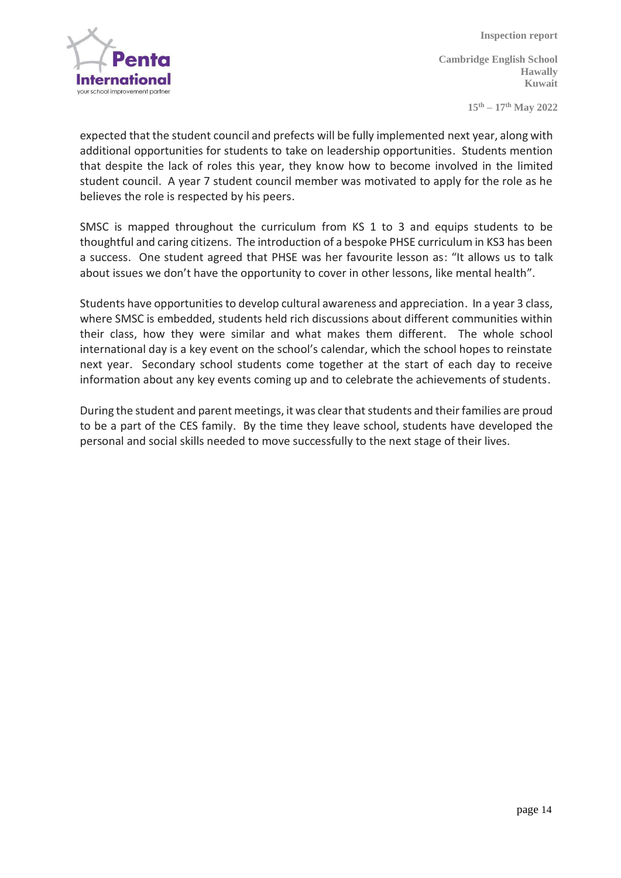expected that the student council and prefects will be fully implemented next year, along with additional opportunities for students to take on leadership opportunities. Students mention that despite the lack of roles this year, they know how to become involved in the limited student council. A year 7 student council member was motivated to apply for the role as he believes the role is respected by his peers.

SMSC is mapped throughout the curriculum from KS 1 to 3 and equips students to be thoughtful and caring citizens. The introduction of a bespoke PHSE curriculum in KS3 has been a success. One student agreed that PHSE was her favourite lesson as: "It allows us to talk about issues we don't have the opportunity to cover in other lessons, like mental health".

Students have opportunities to develop cultural awareness and appreciation. In a year 3 class, where SMSC is embedded, students held rich discussions about different communities within their class, how they were similar and what makes them different. The whole school international day is a key event on the school's calendar, which the school hopes to reinstate next year. Secondary school students come together at the start of each day to receive information about any key events coming up and to celebrate the achievements of students.

During the student and parent meetings, it was clear that students and their families are proud to be a part of the CES family. By the time they leave school, students have developed the personal and social skills needed to move successfully to the next stage of their lives.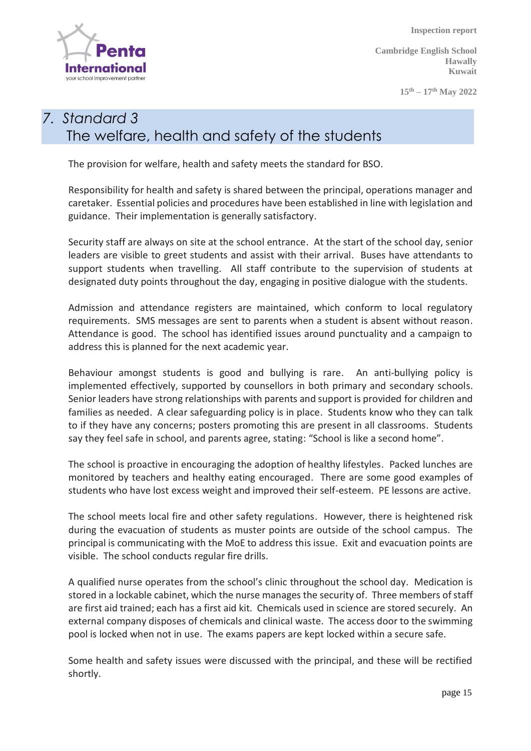## 7. Standard 3
## The welfare, health and safety of the students

The provision for welfare, health and safety meets the standard for BSO.

Responsibility for health and safety is shared between the principal, operations manager and caretaker. Essential policies and procedures have been established in line with legislation and guidance. Their implementation is generally satisfactory.

Security staff are always on site at the school entrance. At the start of the school day, senior leaders are visible to greet students and assist with their arrival. Buses have attendants to support students when travelling. All staff contribute to the supervision of students at designated duty points throughout the day, engaging in positive dialogue with the students.

Admission and attendance registers are maintained, which conform to local regulatory requirements. SMS messages are sent to parents when a student is absent without reason. Attendance is good. The school has identified issues around punctuality and a campaign to address this is planned for the next academic year.

Behaviour amongst students is good and bullying is rare. An anti-bullying policy is implemented effectively, supported by counsellors in both primary and secondary schools. Senior leaders have strong relationships with parents and support is provided for children and families as needed. A clear safeguarding policy is in place. Students know who they can talk to if they have any concerns; posters promoting this are present in all classrooms. Students say they feel safe in school, and parents agree, stating: "School is like a second home".

The school is proactive in encouraging the adoption of healthy lifestyles. Packed lunches are monitored by teachers and healthy eating encouraged. There are some good examples of students who have lost excess weight and improved their self-esteem. PE lessons are active.

The school meets local fire and other safety regulations. However, there is heightened risk during the evacuation of students as muster points are outside of the school campus. The principal is communicating with the MoE to address this issue. Exit and evacuation points are visible. The school conducts regular fire drills.

A qualified nurse operates from the school's clinic throughout the school day. Medication is stored in a lockable cabinet, which the nurse manages the security of. Three members of staff are first aid trained; each has a first aid kit. Chemicals used in science are stored securely. An external company disposes of chemicals and clinical waste. The access door to the swimming pool is locked when not in use. The exams papers are kept locked within a secure safe.

Some health and safety issues were discussed with the principal, and these will be rectified shortly.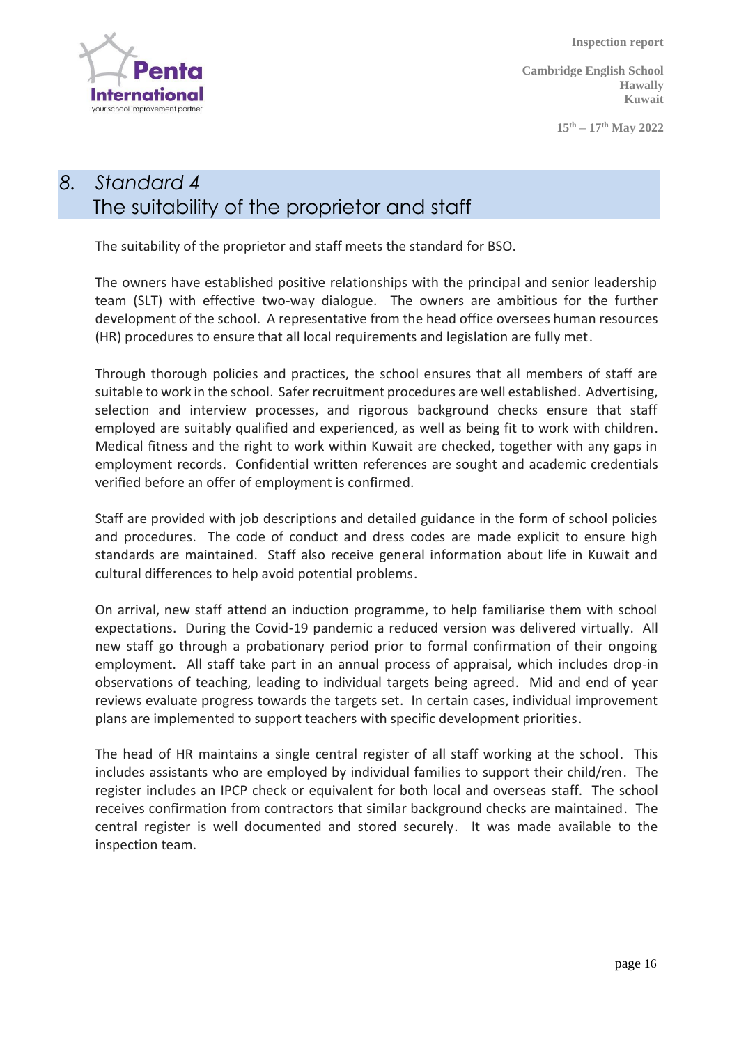## 8. Standard 4
## The suitability of the proprietor and staff

The suitability of the proprietor and staff meets the standard for BSO.

The owners have established positive relationships with the principal and senior leadership team (SLT) with effective two-way dialogue. The owners are ambitious for the further development of the school. A representative from the head office oversees human resources (HR) procedures to ensure that all local requirements and legislation are fully met.

Through thorough policies and practices, the school ensures that all members of staff are suitable to work in the school. Safer recruitment procedures are well established. Advertising, selection and interview processes, and rigorous background checks ensure that staff employed are suitably qualified and experienced, as well as being fit to work with children. Medical fitness and the right to work within Kuwait are checked, together with any gaps in employment records. Confidential written references are sought and academic credentials verified before an offer of employment is confirmed.

Staff are provided with job descriptions and detailed guidance in the form of school policies and procedures. The code of conduct and dress codes are made explicit to ensure high standards are maintained. Staff also receive general information about life in Kuwait and cultural differences to help avoid potential problems.

On arrival, new staff attend an induction programme, to help familiarise them with school expectations. During the Covid-19 pandemic a reduced version was delivered virtually. All new staff go through a probationary period prior to formal confirmation of their ongoing employment. All staff take part in an annual process of appraisal, which includes drop-in observations of teaching, leading to individual targets being agreed. Mid and end of year reviews evaluate progress towards the targets set. In certain cases, individual improvement plans are implemented to support teachers with specific development priorities.

The head of HR maintains a single central register of all staff working at the school. This includes assistants who are employed by individual families to support their child/ren. The register includes an IPCP check or equivalent for both local and overseas staff. The school receives confirmation from contractors that similar background checks are maintained. The central register is well documented and stored securely. It was made available to the inspection team.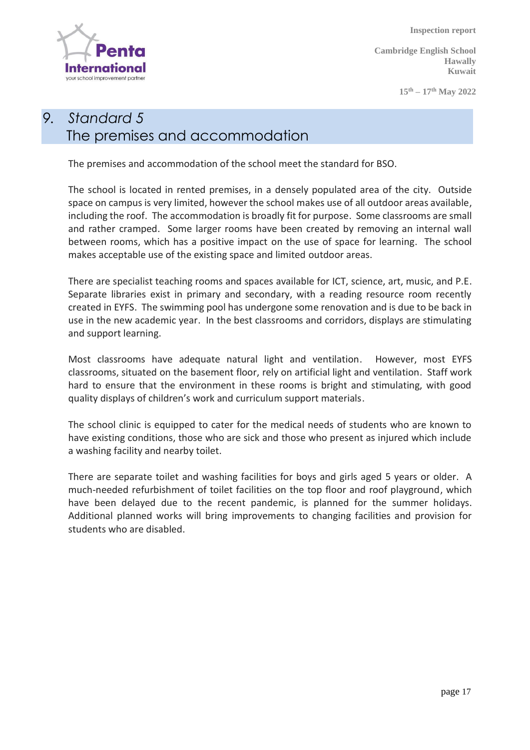## 9. *Standard 5*
## The premises and accommodation

The premises and accommodation of the school meet the standard for BSO.

The school is located in rented premises, in a densely populated area of the city. Outside space on campus is very limited, however the school makes use of all outdoor areas available, including the roof. The accommodation is broadly fit for purpose. Some classrooms are small and rather cramped. Some larger rooms have been created by removing an internal wall between rooms, which has a positive impact on the use of space for learning. The school makes acceptable use of the existing space and limited outdoor areas.

There are specialist teaching rooms and spaces available for ICT, science, art, music, and P.E. Separate libraries exist in primary and secondary, with a reading resource room recently created in EYFS. The swimming pool has undergone some renovation and is due to be back in use in the new academic year. In the best classrooms and corridors, displays are stimulating and support learning.

Most classrooms have adequate natural light and ventilation. However, most EYFS classrooms, situated on the basement floor, rely on artificial light and ventilation. Staff work hard to ensure that the environment in these rooms is bright and stimulating, with good quality displays of children's work and curriculum support materials.

The school clinic is equipped to cater for the medical needs of students who are known to have existing conditions, those who are sick and those who present as injured which include a washing facility and nearby toilet.

There are separate toilet and washing facilities for boys and girls aged 5 years or older. A much-needed refurbishment of toilet facilities on the top floor and roof playground, which have been delayed due to the recent pandemic, is planned for the summer holidays. Additional planned works will bring improvements to changing facilities and provision for students who are disabled.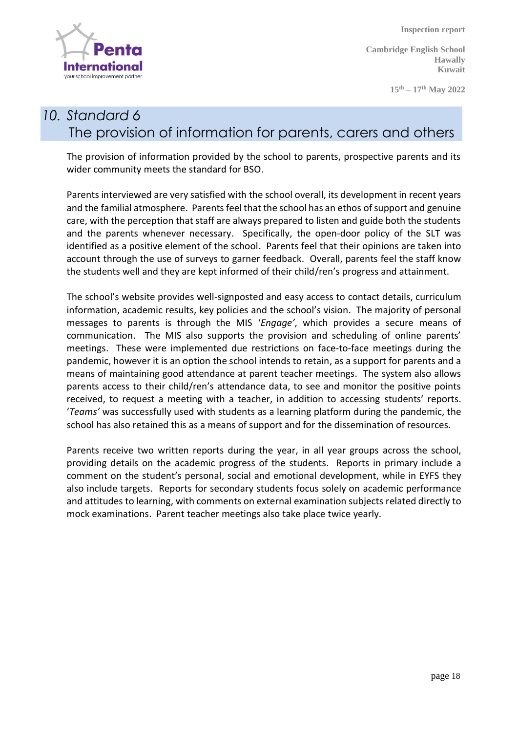## 10. Standard 6
## The provision of information for parents, carers and others

The provision of information provided by the school to parents, prospective parents and its wider community meets the standard for BSO.

Parents interviewed are very satisfied with the school overall, its development in recent years and the familial atmosphere. Parents feel that the school has an ethos of support and genuine care, with the perception that staff are always prepared to listen and guide both the students and the parents whenever necessary. Specifically, the open-door policy of the SLT was identified as a positive element of the school. Parents feel that their opinions are taken into account through the use of surveys to garner feedback. Overall, parents feel the staff know the students well and they are kept informed of their child/ren's progress and attainment.

The school's website provides well-signposted and easy access to contact details, curriculum information, academic results, key policies and the school's vision. The majority of personal messages to parents is through the MIS '*Engage'*, which provides a secure means of communication. The MIS also supports the provision and scheduling of online parents' meetings. These were implemented due restrictions on face-to-face meetings during the pandemic, however it is an option the school intends to retain, as a support for parents and a means of maintaining good attendance at parent teacher meetings. The system also allows parents access to their child/ren's attendance data, to see and monitor the positive points received, to request a meeting with a teacher, in addition to accessing students' reports. '*Teams'* was successfully used with students as a learning platform during the pandemic, the school has also retained this as a means of support and for the dissemination of resources.

Parents receive two written reports during the year, in all year groups across the school, providing details on the academic progress of the students. Reports in primary include a comment on the student's personal, social and emotional development, while in EYFS they also include targets. Reports for secondary students focus solely on academic performance and attitudes to learning, with comments on external examination subjects related directly to mock examinations. Parent teacher meetings also take place twice yearly.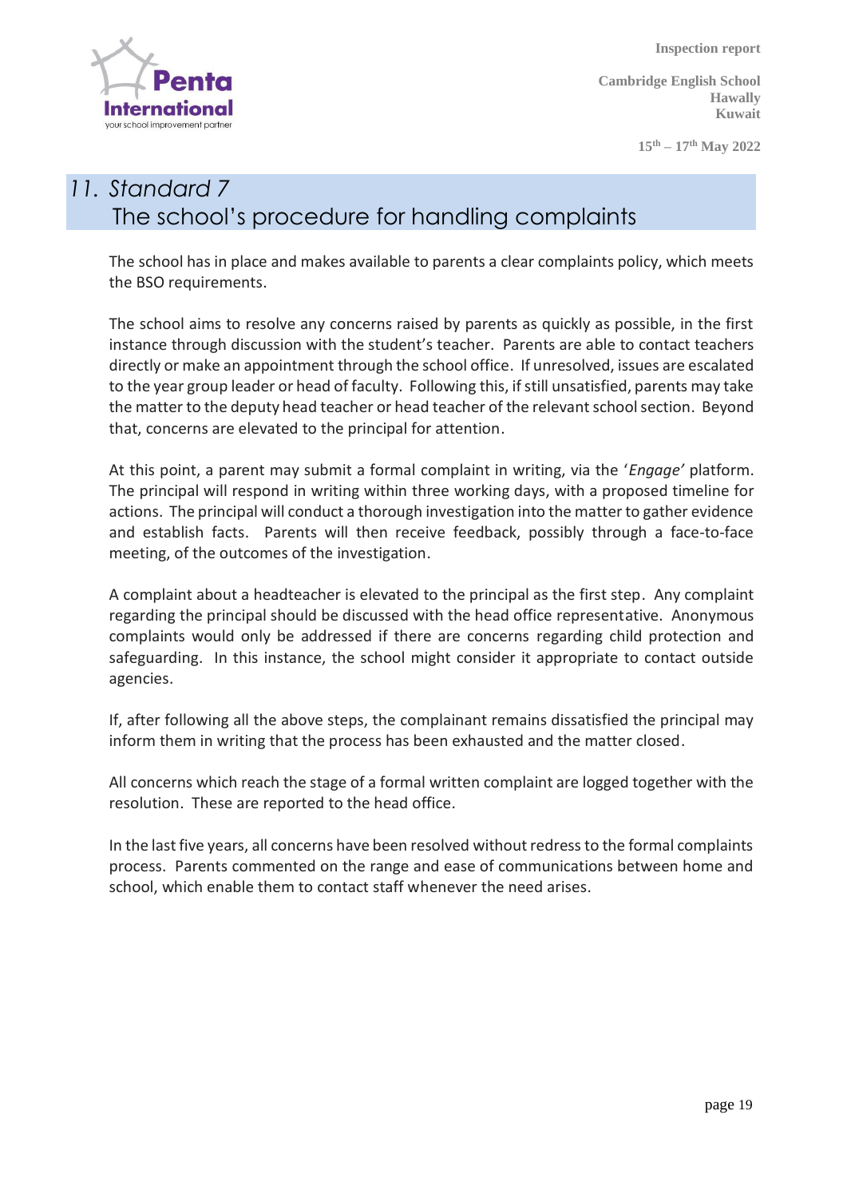## 11. Standard 7
## The school's procedure for handling complaints

The school has in place and makes available to parents a clear complaints policy, which meets the BSO requirements.

The school aims to resolve any concerns raised by parents as quickly as possible, in the first instance through discussion with the student's teacher. Parents are able to contact teachers directly or make an appointment through the school office. If unresolved, issues are escalated to the year group leader or head of faculty. Following this, if still unsatisfied, parents may take the matter to the deputy head teacher or head teacher of the relevant school section. Beyond that, concerns are elevated to the principal for attention.

At this point, a parent may submit a formal complaint in writing, via the '*Engage'* platform. The principal will respond in writing within three working days, with a proposed timeline for actions. The principal will conduct a thorough investigation into the matter to gather evidence and establish facts. Parents will then receive feedback, possibly through a face-to-face meeting, of the outcomes of the investigation.

A complaint about a headteacher is elevated to the principal as the first step. Any complaint regarding the principal should be discussed with the head office representative. Anonymous complaints would only be addressed if there are concerns regarding child protection and safeguarding. In this instance, the school might consider it appropriate to contact outside agencies.

If, after following all the above steps, the complainant remains dissatisfied the principal may inform them in writing that the process has been exhausted and the matter closed.

All concerns which reach the stage of a formal written complaint are logged together with the resolution. These are reported to the head office.

In the last five years, all concerns have been resolved without redress to the formal complaints process. Parents commented on the range and ease of communications between home and school, which enable them to contact staff whenever the need arises.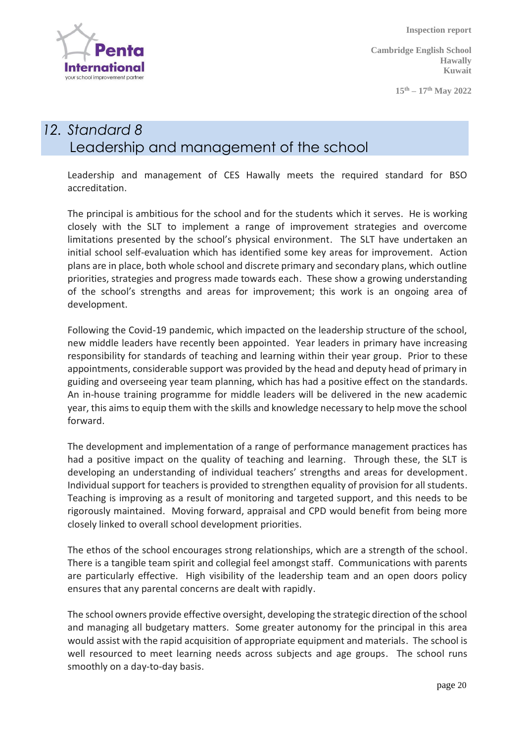# 12. Standard 8
## Leadership and management of the school

Leadership and management of CES Hawally meets the required standard for BSO accreditation.

The principal is ambitious for the school and for the students which it serves. He is working closely with the SLT to implement a range of improvement strategies and overcome limitations presented by the school's physical environment. The SLT have undertaken an initial school self-evaluation which has identified some key areas for improvement. Action plans are in place, both whole school and discrete primary and secondary plans, which outline priorities, strategies and progress made towards each. These show a growing understanding of the school's strengths and areas for improvement; this work is an ongoing area of development.

Following the Covid-19 pandemic, which impacted on the leadership structure of the school, new middle leaders have recently been appointed. Year leaders in primary have increasing responsibility for standards of teaching and learning within their year group. Prior to these appointments, considerable support was provided by the head and deputy head of primary in guiding and overseeing year team planning, which has had a positive effect on the standards. An in-house training programme for middle leaders will be delivered in the new academic year, this aims to equip them with the skills and knowledge necessary to help move the school forward.

The development and implementation of a range of performance management practices has had a positive impact on the quality of teaching and learning. Through these, the SLT is developing an understanding of individual teachers' strengths and areas for development. Individual support for teachers is provided to strengthen equality of provision for all students. Teaching is improving as a result of monitoring and targeted support, and this needs to be rigorously maintained. Moving forward, appraisal and CPD would benefit from being more closely linked to overall school development priorities.

The ethos of the school encourages strong relationships, which are a strength of the school. There is a tangible team spirit and collegial feel amongst staff. Communications with parents are particularly effective. High visibility of the leadership team and an open doors policy ensures that any parental concerns are dealt with rapidly.

The school owners provide effective oversight, developing the strategic direction of the school and managing all budgetary matters. Some greater autonomy for the principal in this area would assist with the rapid acquisition of appropriate equipment and materials. The school is well resourced to meet learning needs across subjects and age groups. The school runs smoothly on a day-to-day basis.